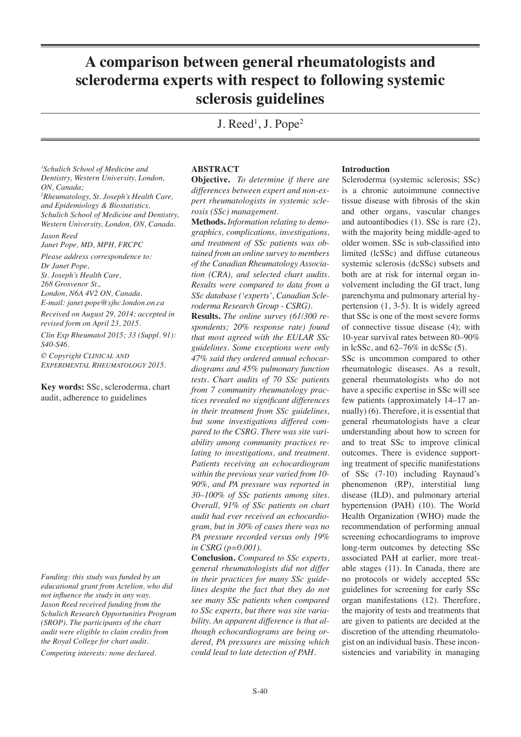# A comparison between general rheumatologists and scleroderma experts with respect to following systemic sclerosis guidelines

J. Reed[1], J. Pope[2]

[1]Schulich School of Medicine and Dentistry, Western University, London, ON, Canada;
[2]Rheumatology, St. Joseph's Health Care, and Epidemiology & Biostatistics, Schulich School of Medicine and Dentistry, Western University, London, ON, Canada.

Jason Reed
Janet Pope, MD, MPH, FRCPC

Please address correspondence to:
Dr Janet Pope,
St. Joseph's Health Care,
268 Grosvenor St.,
London, N6A 4V2 ON, Canada.
E-mail: janet.pope@sjhc.london.on.ca

Received on August 29, 2014; accepted in revised form on April 23, 2015.

Clin Exp Rheumatol 2015; 33 (Suppl. 91): S40-S46.

© Copyright CLINICAL AND EXPERIMENTAL RHEUMATOLOGY 2015.

**Key words:** SSc, scleroderma, chart audit, adherence to guidelines

*Funding: this study was funded by an educational grant from Actelion, who did not influence the study in any way. Jason Reed received funding from the Schulich Research Opportunities Program (SROP). The participants of the chart audit were eligible to claim credits from the Royal College for chart audit.*

*Competing interests: none declared.*

## ABSTRACT

**Objective.** *To determine if there are differences between expert and non-expert rheumatologists in systemic sclerosis (SSc) management.*

**Methods.** *Information relating to demographics, complications, investigations, and treatment of SSc patients was obtained from an online survey to members of the Canadian Rheumatology Association (CRA), and selected chart audits. Results were compared to data from a SSc database ('experts', Canadian Scleroderma Research Group - CSRG).*

**Results.** *The online survey (61/300 respondents; 20% response rate) found that most agreed with the EULAR SSc guidelines. Some exceptions were only 47% said they ordered annual echocardiograms and 45% pulmonary function tests. Chart audits of 70 SSc patients from 7 community rheumatology practices revealed no significant differences in their treatment from SSc guidelines, but some investigations differed compared to the CSRG. There was site variability among community practices relating to investigations, and treatment. Patients receiving an echocardiogram within the previous year varied from 10-90%, and PA pressure was reported in 30–100% of SSc patients among sites. Overall, 91% of SSc patients on chart audit had ever received an echocardiogram, but in 30% of cases there was no PA pressure recorded versus only 19% in CSRG (p=0.001).*

**Conclusion.** *Compared to SSc experts, general rheumatologists did not differ in their practices for many SSc guidelines despite the fact that they do not see many SSc patients when compared to SSc experts, but there was site variability. An apparent difference is that although echocardiograms are being ordered, PA pressures are missing which could lead to late detection of PAH.*

## Introduction

Scleroderma (systemic sclerosis; SSc) is a chronic autoimmune connective tissue disease with fibrosis of the skin and other organs, vascular changes and autoantibodies (1). SSc is rare (2), with the majority being middle-aged to older women. SSc is sub-classified into limited (lcSSc) and diffuse cutaneous systemic sclerosis (dcSSc) subsets and both are at risk for internal organ involvement including the GI tract, lung parenchyma and pulmonary arterial hypertension (1, 3-5). It is widely agreed that SSc is one of the most severe forms of connective tissue disease (4); with 10-year survival rates between 80–90% in lcSSc, and 62–76% in dcSSc (5).

SSc is uncommon compared to other rheumatologic diseases. As a result, general rheumatologists who do not have a specific expertise in SSc will see few patients (approximately 14–17 annually) (6). Therefore, it is essential that general rheumatologists have a clear understanding about how to screen for and to treat SSc to improve clinical outcomes. There is evidence supporting treatment of specific manifestations of SSc (7-10) including Raynaud's phenomenon (RP), interstitial lung disease (ILD), and pulmonary arterial hypertension (PAH) (10). The World Health Organization (WHO) made the recommendation of performing annual screening echocardiograms to improve long-term outcomes by detecting SSc associated PAH at earlier, more treatable stages (11). In Canada, there are no protocols or widely accepted SSc guidelines for screening for early SSc organ manifestations (12). Therefore, the majority of tests and treatments that are given to patients are decided at the discretion of the attending rheumatologist on an individual basis. These inconsistencies and variability in managing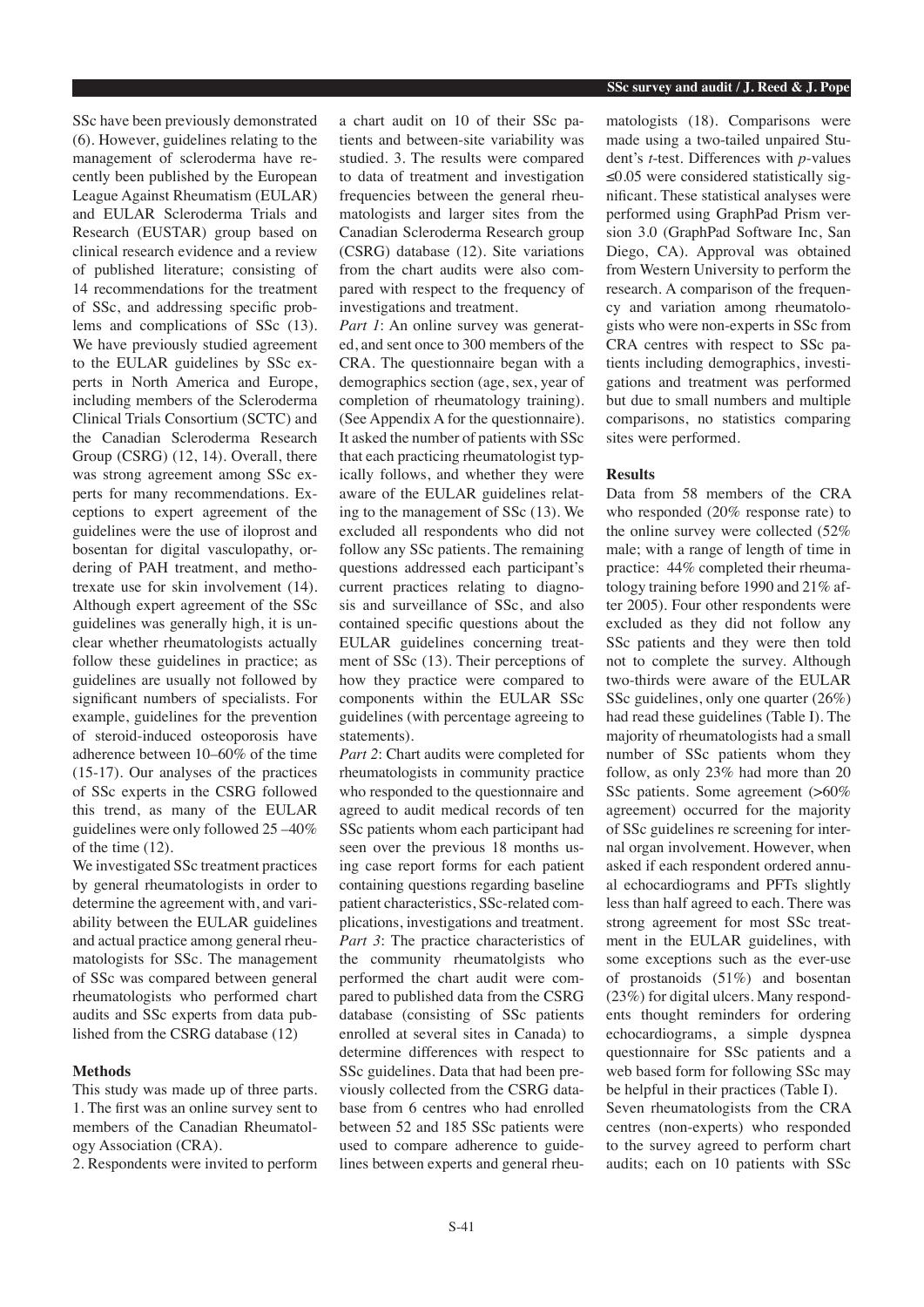SSc have been previously demonstrated (6). However, guidelines relating to the management of scleroderma have recently been published by the European League Against Rheumatism (EULAR) and EULAR Scleroderma Trials and Research (EUSTAR) group based on clinical research evidence and a review of published literature; consisting of 14 recommendations for the treatment of SSc, and addressing specific problems and complications of SSc (13). We have previously studied agreement to the EULAR guidelines by SSc experts in North America and Europe, including members of the Scleroderma Clinical Trials Consortium (SCTC) and the Canadian Scleroderma Research Group (CSRG) (12, 14). Overall, there was strong agreement among SSc experts for many recommendations. Exceptions to expert agreement of the guidelines were the use of iloprost and bosentan for digital vasculopathy, ordering of PAH treatment, and methotrexate use for skin involvement (14). Although expert agreement of the SSc guidelines was generally high, it is unclear whether rheumatologists actually follow these guidelines in practice; as guidelines are usually not followed by significant numbers of specialists. For example, guidelines for the prevention of steroid-induced osteoporosis have adherence between 10–60% of the time (15-17). Our analyses of the practices of SSc experts in the CSRG followed this trend, as many of the EULAR guidelines were only followed 25 –40% of the time (12).

We investigated SSc treatment practices by general rheumatologists in order to determine the agreement with, and variability between the EULAR guidelines and actual practice among general rheumatologists for SSc. The management of SSc was compared between general rheumatologists who performed chart audits and SSc experts from data published from the CSRG database (12)

## Methods

This study was made up of three parts.

1. The first was an online survey sent to members of the Canadian Rheumatology Association (CRA).
2. Respondents were invited to perform a chart audit on 10 of their SSc patients and between-site variability was studied.
3. The results were compared to data of treatment and investigation frequencies between the general rheumatologists and larger sites from the Canadian Scleroderma Research group (CSRG) database (12). Site variations from the chart audits were also compared with respect to the frequency of investigations and treatment.

*Part 1*: An online survey was generated, and sent once to 300 members of the CRA. The questionnaire began with a demographics section (age, sex, year of completion of rheumatology training). (See Appendix A for the questionnaire). It asked the number of patients with SSc that each practicing rheumatologist typically follows, and whether they were aware of the EULAR guidelines relating to the management of SSc (13). We excluded all respondents who did not follow any SSc patients. The remaining questions addressed each participant's current practices relating to diagnosis and surveillance of SSc, and also contained specific questions about the EULAR guidelines concerning treatment of SSc (13). Their perceptions of how they practice were compared to components within the EULAR SSc guidelines (with percentage agreeing to statements).

*Part 2*: Chart audits were completed for rheumatologists in community practice who responded to the questionnaire and agreed to audit medical records of ten SSc patients whom each participant had seen over the previous 18 months using case report forms for each patient containing questions regarding baseline patient characteristics, SSc-related complications, investigations and treatment.

*Part 3*: The practice characteristics of the community rheumatolgists who performed the chart audit were compared to published data from the CSRG database (consisting of SSc patients enrolled at several sites in Canada) to determine differences with respect to SSc guidelines. Data that had been previously collected from the CSRG database from 6 centres who had enrolled between 52 and 185 SSc patients were used to compare adherence to guidelines between experts and general rheumatologists (18). Comparisons were made using a two-tailed unpaired Student's *t*-test. Differences with *p*-values ≤0.05 were considered statistically significant. These statistical analyses were performed using GraphPad Prism version 3.0 (GraphPad Software Inc, San Diego, CA). Approval was obtained from Western University to perform the research. A comparison of the frequency and variation among rheumatologists who were non-experts in SSc from CRA centres with respect to SSc patients including demographics, investigations and treatment was performed but due to small numbers and multiple comparisons, no statistics comparing sites were performed.

## Results

Data from 58 members of the CRA who responded (20% response rate) to the online survey were collected (52% male; with a range of length of time in practice: 44% completed their rheumatology training before 1990 and 21% after 2005). Four other respondents were excluded as they did not follow any SSc patients and they were then told not to complete the survey. Although two-thirds were aware of the EULAR SSc guidelines, only one quarter (26%) had read these guidelines (Table I). The majority of rheumatologists had a small number of SSc patients whom they follow, as only 23% had more than 20 SSc patients. Some agreement (>60% agreement) occurred for the majority of SSc guidelines re screening for internal organ involvement. However, when asked if each respondent ordered annual echocardiograms and PFTs slightly less than half agreed to each. There was strong agreement for most SSc treatment in the EULAR guidelines, with some exceptions such as the ever-use of prostanoids (51%) and bosentan (23%) for digital ulcers. Many respondents thought reminders for ordering echocardiograms, a simple dyspnea questionnaire for SSc patients and a web based form for following SSc may be helpful in their practices (Table I).

Seven rheumatologists from the CRA centres (non-experts) who responded to the survey agreed to perform chart audits; each on 10 patients with SSc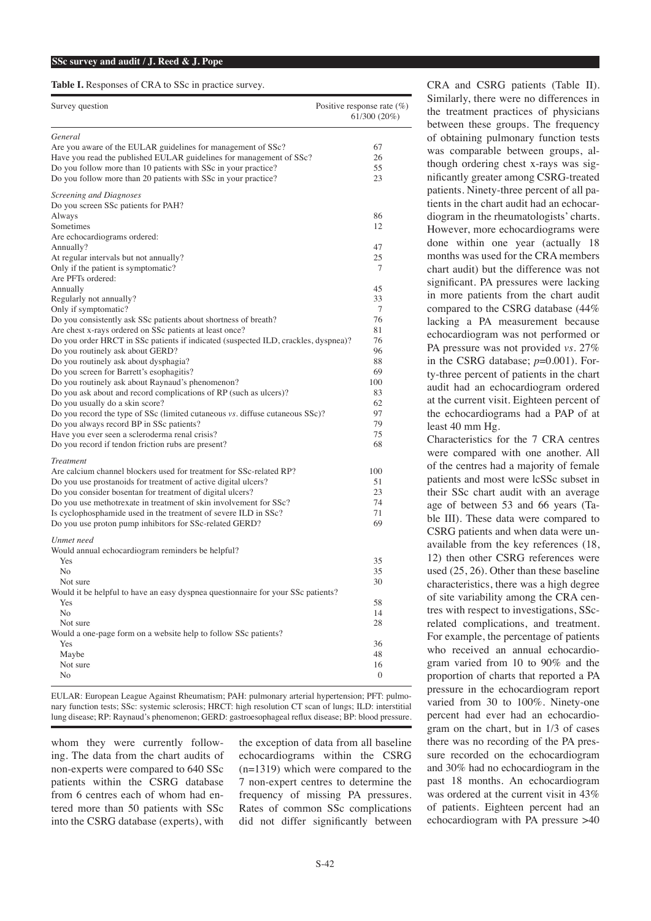**Table I.** Responses of CRA to SSc in practice survey.

| Survey question | Positive response rate (%) 61/300 (20%) |
|---|---|
| *General* | |
| Are you aware of the EULAR guidelines for management of SSc? | 67 |
| Have you read the published EULAR guidelines for management of SSc? | 26 |
| Do you follow more than 10 patients with SSc in your practice? | 55 |
| Do you follow more than 20 patients with SSc in your practice? | 23 |
| *Screening and Diagnoses* | |
| Do you screen SSc patients for PAH? | |
| Always | 86 |
| Sometimes | 12 |
| Are echocardiograms ordered: | |
| Annually? | 47 |
| At regular intervals but not annually? | 25 |
| Only if the patient is symptomatic? | 7 |
| Are PFTs ordered: | |
| Annually | 45 |
| Regularly not annually? | 33 |
| Only if symptomatic? | 7 |
| Do you consistently ask SSc patients about shortness of breath? | 76 |
| Are chest x-rays ordered on SSc patients at least once? | 81 |
| Do you order HRCT in SSc patients if indicated (suspected ILD, crackles, dyspnea)? | 76 |
| Do you routinely ask about GERD? | 96 |
| Do you routinely ask about dysphagia? | 88 |
| Do you screen for Barrett's esophagitis? | 69 |
| Do you routinely ask about Raynaud's phenomenon? | 100 |
| Do you ask about and record complications of RP (such as ulcers)? | 83 |
| Do you usually do a skin score? | 62 |
| Do you record the type of SSc (limited cutaneous *vs.* diffuse cutaneous SSc)? | 97 |
| Do you always record BP in SSc patients? | 79 |
| Have you ever seen a scleroderma renal crisis? | 75 |
| Do you record if tendon friction rubs are present? | 68 |
| *Treatment* | |
| Are calcium channel blockers used for treatment for SSc-related RP? | 100 |
| Do you use prostanoids for treatment of active digital ulcers? | 51 |
| Do you consider bosentan for treatment of digital ulcers? | 23 |
| Do you use methotrexate in treatment of skin involvement for SSc? | 74 |
| Is cyclophosphamide used in the treatment of severe ILD in SSc? | 71 |
| Do you use proton pump inhibitors for SSc-related GERD? | 69 |
| *Unmet need* | |
| Would annual echocardiogram reminders be helpful? | |
| Yes | 35 |
| No | 35 |
| Not sure | 30 |
| Would it be helpful to have an easy dyspnea questionnaire for your SSc patients? | |
| Yes | 58 |
| No | 14 |
| Not sure | 28 |
| Would a one-page form on a website help to follow SSc patients? | |
| Yes | 36 |
| Maybe | 48 |
| Not sure | 16 |
| No | 0 |

EULAR: European League Against Rheumatism; PAH: pulmonary arterial hypertension; PFT: pulmonary function tests; SSc: systemic sclerosis; HRCT: high resolution CT scan of lungs; ILD: interstitial lung disease; RP: Raynaud's phenomenon; GERD: gastroesophageal reflux disease; BP: blood pressure.

whom they were currently following. The data from the chart audits of non-experts were compared to 640 SSc patients within the CSRG database from 6 centres each of whom had entered more than 50 patients with SSc into the CSRG database (experts), with the exception of data from all baseline echocardiograms within the CSRG (n=1319) which were compared to the 7 non-expert centres to determine the frequency of missing PA pressures. Rates of common SSc complications did not differ significantly between CRA and CSRG patients (Table II). Similarly, there were no differences in the treatment practices of physicians between these groups. The frequency of obtaining pulmonary function tests was comparable between groups, although ordering chest x-rays was significantly greater among CSRG-treated patients. Ninety-three percent of all patients in the chart audit had an echocardiogram in the rheumatologists' charts. However, more echocardiograms were done within one year (actually 18 months was used for the CRA members chart audit) but the difference was not significant. PA pressures were lacking in more patients from the chart audit compared to the CSRG database (44% lacking a PA measurement because echocardiogram was not performed or PA pressure was not provided *vs.* 27% in the CSRG database; $p=0.001$). Forty-three percent of patients in the chart audit had an echocardiogram ordered at the current visit. Eighteen percent of the echocardiograms had a PAP of at least 40 mm Hg.

Characteristics for the 7 CRA centres were compared with one another. All of the centres had a majority of female patients and most were lcSSc subset in their SSc chart audit with an average age of between 53 and 66 years (Table III). These data were compared to CSRG patients and when data were unavailable from the key references (18, 12) then other CSRG references were used (25, 26). Other than these baseline characteristics, there was a high degree of site variability among the CRA centres with respect to investigations, SSc-related complications, and treatment. For example, the percentage of patients who received an annual echocardiogram varied from 10 to 90% and the proportion of charts that reported a PA pressure in the echocardiogram report varied from 30 to 100%. Ninety-one percent had ever had an echocardiogram on the chart, but in 1/3 of cases there was no recording of the PA pressure recorded on the echocardiogram and 30% had no echocardiogram in the past 18 months. An echocardiogram was ordered at the current visit in 43% of patients. Eighteen percent had an echocardiogram with PA pressure >40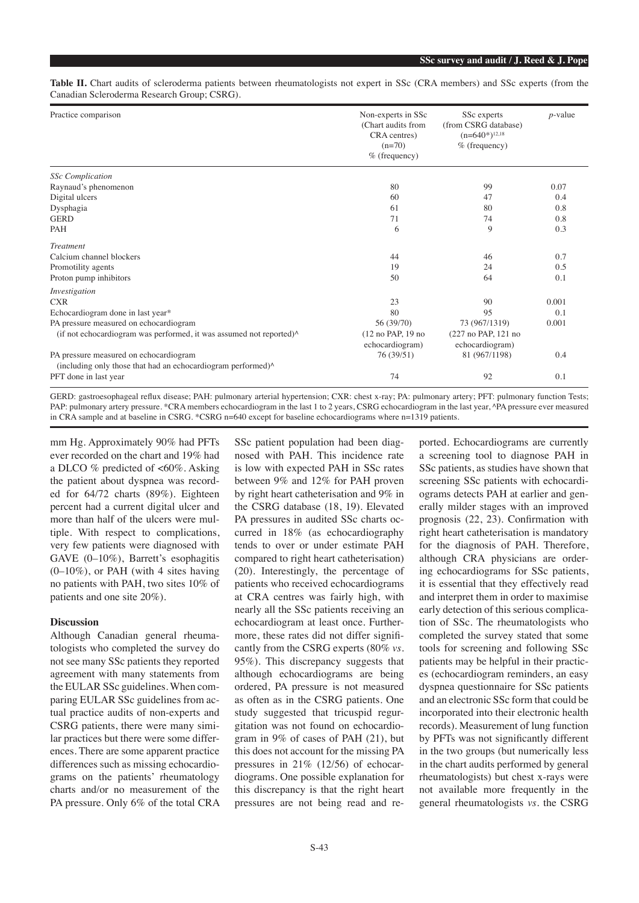**Table II.** Chart audits of scleroderma patients between rheumatologists not expert in SSc (CRA members) and SSc experts (from the Canadian Scleroderma Research Group; CSRG).

| Practice comparison | Non-experts in SSc (Chart audits from CRA centres) (n=70) % (frequency) | SSc experts (from CSRG database) (n=640*)[12,18] % (frequency) | *p*-value |
|---|---|---|---|
| *SSc Complication* | | | |
| Raynaud's phenomenon | 80 | 99 | 0.07 |
| Digital ulcers | 60 | 47 | 0.4 |
| Dysphagia | 61 | 80 | 0.8 |
| GERD | 71 | 74 | 0.8 |
| PAH | 6 | 9 | 0.3 |
| *Treatment* | | | |
| Calcium channel blockers | 44 | 46 | 0.7 |
| Promotility agents | 19 | 24 | 0.5 |
| Proton pump inhibitors | 50 | 64 | 0.1 |
| *Investigation* | | | |
| CXR | 23 | 90 | 0.001 |
| Echocardiogram done in last year* | 80 | 95 | 0.1 |
| PA pressure measured on echocardiogram (if not echocardiogram was performed, it was assumed not reported)^ | 56 (39/70) (12 no PAP, 19 no echocardiogram) | 73 (967/1319) (227 no PAP, 121 no echocardiogram) | 0.001 |
| PA pressure measured on echocardiogram (including only those that had an echocardiogram performed)^ | 76 (39/51) | 81 (967/1198) | 0.4 |
| PFT done in last year | 74 | 92 | 0.1 |

GERD: gastroesophageal reflux disease; PAH: pulmonary arterial hypertension; CXR: chest x-ray; PA: pulmonary artery; PFT: pulmonary function Tests; PAP: pulmonary artery pressure. *CRA members echocardiogram in the last 1 to 2 years, CSRG echocardiogram in the last year, ^PA pressure ever measured in CRA sample and at baseline in CSRG. *CSRG n=640 except for baseline echocardiograms where n=1319 patients.

mm Hg. Approximately 90% had PFTs ever recorded on the chart and 19% had a DLCO % predicted of <60%. Asking the patient about dyspnea was recorded for 64/72 charts (89%). Eighteen percent had a current digital ulcer and more than half of the ulcers were multiple. With respect to complications, very few patients were diagnosed with GAVE (0–10%), Barrett's esophagitis (0–10%), or PAH (with 4 sites having no patients with PAH, two sites 10% of patients and one site 20%).

## Discussion

Although Canadian general rheumatologists who completed the survey do not see many SSc patients they reported agreement with many statements from the EULAR SSc guidelines. When comparing EULAR SSc guidelines from actual practice audits of non-experts and CSRG patients, there were many similar practices but there were some differences. There are some apparent practice differences such as missing echocardiograms on the patients' rheumatology charts and/or no measurement of the PA pressure. Only 6% of the total CRA SSc patient population had been diagnosed with PAH. This incidence rate is low with expected PAH in SSc rates between 9% and 12% for PAH proven by right heart catheterisation and 9% in the CSRG database (18, 19). Elevated PA pressures in audited SSc charts occurred in 18% (as echocardiography tends to over or under estimate PAH compared to right heart catheterisation) (20). Interestingly, the percentage of patients who received echocardiograms at CRA centres was fairly high, with nearly all the SSc patients receiving an echocardiogram at least once. Furthermore, these rates did not differ significantly from the CSRG experts (80% *vs.* 95%). This discrepancy suggests that although echocardiograms are being ordered, PA pressure is not measured as often as in the CSRG patients. One study suggested that tricuspid regurgitation was not found on echocardiogram in 9% of cases of PAH (21), but this does not account for the missing PA pressures in 21% (12/56) of echocardiograms. One possible explanation for this discrepancy is that the right heart pressures are not being read and reported. Echocardiograms are currently a screening tool to diagnose PAH in SSc patients, as studies have shown that screening SSc patients with echocardiograms detects PAH at earlier and generally milder stages with an improved prognosis (22, 23). Confirmation with right heart catheterisation is mandatory for the diagnosis of PAH. Therefore, although CRA physicians are ordering echocardiograms for SSc patients, it is essential that they effectively read and interpret them in order to maximise early detection of this serious complication of SSc. The rheumatologists who completed the survey stated that some tools for screening and following SSc patients may be helpful in their practices (echocardiogram reminders, an easy dyspnea questionnaire for SSc patients and an electronic SSc form that could be incorporated into their electronic health records). Measurement of lung function by PFTs was not significantly different in the two groups (but numerically less in the chart audits performed by general rheumatologists) but chest x-rays were not available more frequently in the general rheumatologists *vs.* the CSRG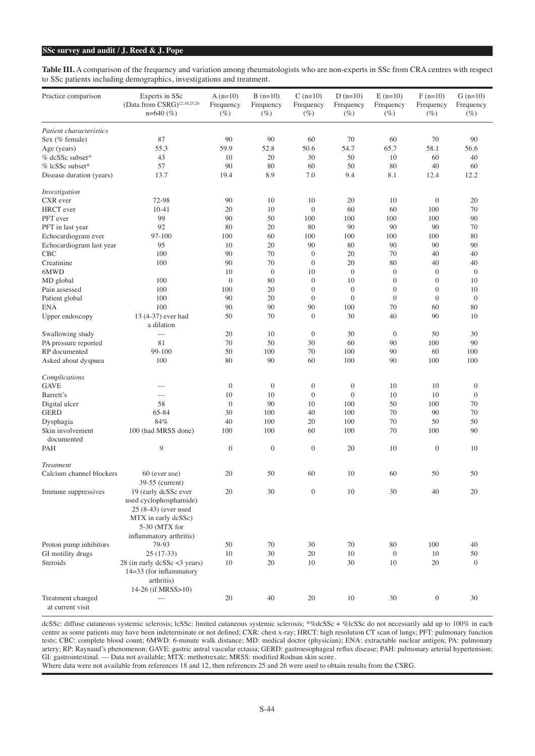**Table III.** A comparison of the frequency and variation among rheumatologists who are non-experts in SSc from CRA centres with respect to SSc patients including demographics, investigations and treatment.

| Practice comparison | Experts in SSc (Data from CSRG)[12,18,25,26] n=640 (%) | A (n=10) Frequency (%) | B (n=10) Frequency (%) | C (n=10) Frequency (%) | D (n=10) Frequency (%) | E (n=10) Frequency (%) | F (n=10) Frequency (%) | G (n=10) Frequency (%) |
|---|---|---|---|---|---|---|---|---|
| *Patient characteristics* | | | | | | | | |
| Sex (% female) | 87 | 90 | 90 | 60 | 70 | 60 | 70 | 90 |
| Age (years) | 55.3 | 59.9 | 52.8 | 50.6 | 54.7 | 65.7 | 58.1 | 56.6 |
| % dcSSc subset* | 43 | 10 | 20 | 30 | 50 | 10 | 60 | 40 |
| % lcSSc subset* | 57 | 90 | 80 | 60 | 50 | 80 | 40 | 60 |
| Disease duration (years) | 13.7 | 19.4 | 8.9 | 7.0 | 9.4 | 8.1 | 12.4 | 12.2 |
| *Investigation* | | | | | | | | |
| CXR ever | 72-98 | 90 | 10 | 10 | 20 | 10 | 0 | 20 |
| HRCT ever | 10-41 | 20 | 10 | 0 | 60 | 60 | 100 | 70 |
| PFT ever | 99 | 90 | 50 | 100 | 100 | 100 | 100 | 90 |
| PFT in last year | 92 | 80 | 20 | 80 | 90 | 90 | 90 | 70 |
| Echocardiogram ever | 97-100 | 100 | 60 | 100 | 100 | 100 | 100 | 80 |
| Echocardiogram last year | 95 | 10 | 20 | 90 | 80 | 90 | 90 | 90 |
| CBC | 100 | 90 | 70 | 0 | 20 | 70 | 40 | 40 |
| Creatinine | 100 | 90 | 70 | 0 | 20 | 80 | 40 | 40 |
| 6MWD | | 10 | 0 | 10 | 0 | 0 | 0 | 0 |
| MD global | 100 | 0 | 80 | 0 | 10 | 0 | 0 | 10 |
| Pain assessed | 100 | 100 | 20 | 0 | 0 | 0 | 0 | 10 |
| Patient global | 100 | 90 | 20 | 0 | 0 | 0 | 0 | 0 |
| ENA | 100 | 90 | 90 | 90 | 100 | 70 | 60 | 80 |
| Upper endoscopy | 13 (4-37) ever had a dilation | 50 | 70 | 0 | 30 | 40 | 90 | 10 |
| Swallowing study | --- | 20 | 10 | 0 | 30 | 0 | 50 | 30 |
| PA pressure reported | 81 | 70 | 50 | 30 | 60 | 90 | 100 | 90 |
| RP documented | 99-100 | 50 | 100 | 70 | 100 | 90 | 60 | 100 |
| Asked about dyspnea | 100 | 80 | 90 | 60 | 100 | 90 | 100 | 100 |
| *Complications* | | | | | | | | |
| GAVE | --- | 0 | 0 | 0 | 0 | 10 | 10 | 0 |
| Barrett's | --- | 10 | 10 | 0 | 0 | 10 | 10 | 0 |
| Digital ulcer | 58 | 0 | 90 | 10 | 100 | 50 | 100 | 70 |
| GERD | 65-84 | 30 | 100 | 40 | 100 | 70 | 90 | 70 |
| Dysphagia | 84% | 40 | 100 | 20 | 100 | 70 | 50 | 50 |
| Skin involvement documented | 100 (had MRSS done) | 100 | 100 | 60 | 100 | 70 | 100 | 90 |
| PAH | 9 | 0 | 0 | 0 | 20 | 10 | 0 | 10 |
| *Treatment* | | | | | | | | |
| Calcium channel blockers | 60 (ever use) 39-55 (current) | 20 | 50 | 60 | 10 | 60 | 50 | 50 |
| Immune suppressives | 19 (early dcSSc ever used cyclophosphamide) 25 (8-43) (ever used MTX in early dcSSc) 5-30 (MTX for inflammatory arthritis) | 20 | 30 | 0 | 10 | 30 | 40 | 20 |
| Proton pump inhibitors | 79-93 | 50 | 70 | 30 | 70 | 80 | 100 | 40 |
| GI motility drugs | 25 (17-33) | 10 | 30 | 20 | 10 | 0 | 10 | 50 |
| Steroids | 28 (in early dcSSc <3 years) 14=33 (for inflammatory arthritis) 14-26 (if MRSS>10) | 10 | 20 | 10 | 30 | 10 | 20 | 0 |
| Treatment changed at current visit | --- | 20 | 40 | 20 | 10 | 30 | 0 | 30 |

dcSSc: diffuse cutaneous systemic sclerosis; lcSSc: limited cutaneous systemic sclerosis; *%dcSSc + %lcSSc do not necessarily add up to 100% in each centre as some patients may have been indeterminate or not defined; CXR: chest x-ray; HRCT: high resolution CT scan of lungs; PFT: pulmonary function tests; CBC: complete blood count; 6MWD: 6-minute walk distance; MD: medical doctor (physician); ENA: extractable nuclear antigen; PA: pulmonary artery; RP: Raynaud's phenomenon; GAVE: gastric antral vascular ectasia; GERD: gastroesophageal reflux disease; PAH: pulmonary arterial hypertension; GI: gastrointestinal. --- Data not available; MTX: methotrexate; MRSS: modified Rodnan skin score.
Where data were not available from references 18 and 12, then references 25 and 26 were used to obtain results from the CSRG.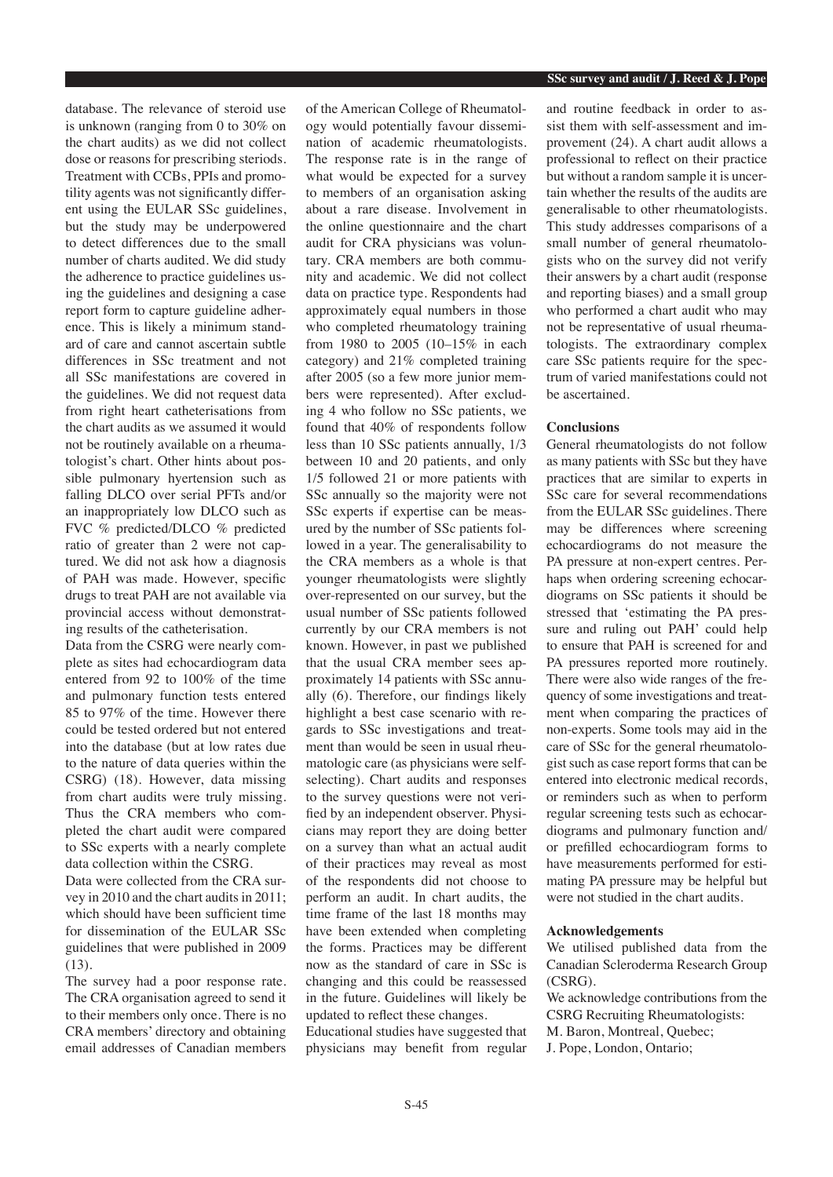database. The relevance of steroid use is unknown (ranging from 0 to 30% on the chart audits) as we did not collect dose or reasons for prescribing steriods. Treatment with CCBs, PPIs and promotility agents was not significantly different using the EULAR SSc guidelines, but the study may be underpowered to detect differences due to the small number of charts audited. We did study the adherence to practice guidelines using the guidelines and designing a case report form to capture guideline adherence. This is likely a minimum standard of care and cannot ascertain subtle differences in SSc treatment and not all SSc manifestations are covered in the guidelines. We did not request data from right heart catheterisations from the chart audits as we assumed it would not be routinely available on a rheumatologist's chart. Other hints about possible pulmonary hyertension such as falling DLCO over serial PFTs and/or an inappropriately low DLCO such as FVC % predicted/DLCO % predicted ratio of greater than 2 were not captured. We did not ask how a diagnosis of PAH was made. However, specific drugs to treat PAH are not available via provincial access without demonstrating results of the catheterisation.

Data from the CSRG were nearly complete as sites had echocardiogram data entered from 92 to 100% of the time and pulmonary function tests entered 85 to 97% of the time. However there could be tests ordered but not entered into the database (but at low rates due to the nature of data queries within the CSRG) (18). However, data missing from chart audits were truly missing. Thus the CRA members who completed the chart audit were compared to SSc experts with a nearly complete data collection within the CSRG.

Data were collected from the CRA survey in 2010 and the chart audits in 2011; which should have been sufficient time for dissemination of the EULAR SSc guidelines that were published in 2009 (13).

The survey had a poor response rate. The CRA organisation agreed to send it to their members only once. There is no CRA members' directory and obtaining email addresses of Canadian members of the American College of Rheumatology would potentially favour dissemination of academic rheumatologists. The response rate is in the range of what would be expected for a survey to members of an organisation asking about a rare disease. Involvement in the online questionnaire and the chart audit for CRA physicians was voluntary. CRA members are both community and academic. We did not collect data on practice type. Respondents had approximately equal numbers in those who completed rheumatology training from 1980 to 2005 (10–15% in each category) and 21% completed training after 2005 (so a few more junior members were represented). After excluding 4 who follow no SSc patients, we found that 40% of respondents follow less than 10 SSc patients annually, 1/3 between 10 and 20 patients, and only 1/5 followed 21 or more patients with SSc annually so the majority were not SSc experts if expertise can be measured by the number of SSc patients followed in a year. The generalisability to the CRA members as a whole is that younger rheumatologists were slightly over-represented on our survey, but the usual number of SSc patients followed currently by our CRA members is not known. However, in past we published that the usual CRA member sees approximately 14 patients with SSc annually (6). Therefore, our findings likely highlight a best case scenario with regards to SSc investigations and treatment than would be seen in usual rheumatologic care (as physicians were self-selecting). Chart audits and responses to the survey questions were not verified by an independent observer. Physicians may report they are doing better on a survey than what an actual audit of their practices may reveal as most of the respondents did not choose to perform an audit. In chart audits, the time frame of the last 18 months may have been extended when completing the forms. Practices may be different now as the standard of care in SSc is changing and this could be reassessed in the future. Guidelines will likely be updated to reflect these changes.

Educational studies have suggested that physicians may benefit from regular and routine feedback in order to assist them with self-assessment and improvement (24). A chart audit allows a professional to reflect on their practice but without a random sample it is uncertain whether the results of the audits are generalisable to other rheumatologists. This study addresses comparisons of a small number of general rheumatologists who on the survey did not verify their answers by a chart audit (response and reporting biases) and a small group who performed a chart audit who may not be representative of usual rheumatologists. The extraordinary complex care SSc patients require for the spectrum of varied manifestations could not be ascertained.

### Conclusions

General rheumatologists do not follow as many patients with SSc but they have practices that are similar to experts in SSc care for several recommendations from the EULAR SSc guidelines. There may be differences where screening echocardiograms do not measure the PA pressure at non-expert centres. Perhaps when ordering screening echocardiograms on SSc patients it should be stressed that 'estimating the PA pressure and ruling out PAH' could help to ensure that PAH is screened for and PA pressures reported more routinely. There were also wide ranges of the frequency of some investigations and treatment when comparing the practices of non-experts. Some tools may aid in the care of SSc for the general rheumatologist such as case report forms that can be entered into electronic medical records, or reminders such as when to perform regular screening tests such as echocardiograms and pulmonary function and/or prefilled echocardiogram forms to have measurements performed for estimating PA pressure may be helpful but were not studied in the chart audits.

### Acknowledgements

We utilised published data from the Canadian Scleroderma Research Group (CSRG).

We acknowledge contributions from the CSRG Recruiting Rheumatologists:

M. Baron, Montreal, Quebec;

J. Pope, London, Ontario;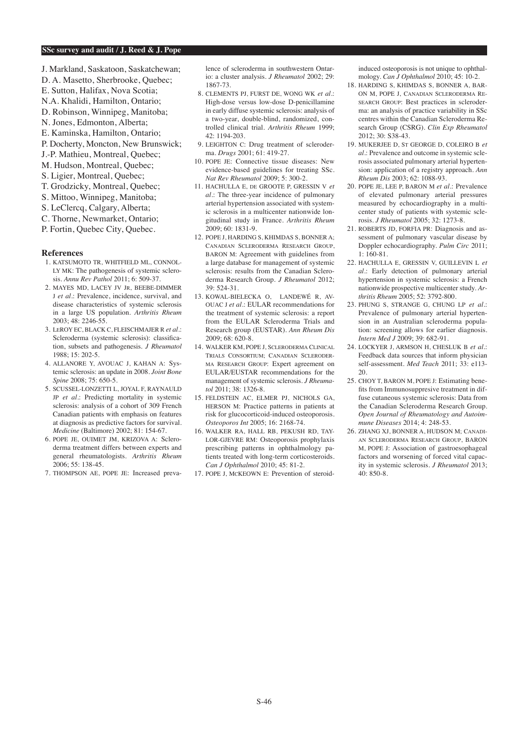J. Markland, Saskatoon, Saskatchewan;
D. A. Masetto, Sherbrooke, Quebec;
E. Sutton, Halifax, Nova Scotia;
N.A. Khalidi, Hamilton, Ontario;
D. Robinson, Winnipeg, Manitoba;
N. Jones, Edmonton, Alberta;
E. Kaminska, Hamilton, Ontario;
P. Docherty, Moncton, New Brunswick;
J.-P. Mathieu, Montreal, Quebec;
M. Hudson, Montreal, Quebec;
S. Ligier, Montreal, Quebec;
T. Grodzicky, Montreal, Quebec;
S. Mittoo, Winnipeg, Manitoba;
S. LeClercq, Calgary, Alberta;
C. Thorne, Newmarket, Ontario;
P. Fortin, Quebec City, Quebec.

## References

1. KATSUMOTO TR, WHITFIELD ML, CONNOLLY MK: The pathogenesis of systemic sclerosis. *Annu Rev Pathol* 2011; 6: 509-37.
2. MAYES MD, LACEY JV JR, BEEBE-DIMMER J *et al.*: Prevalence, incidence, survival, and disease characteristics of systemic sclerosis in a large US population. *Arthritis Rheum* 2003; 48: 2246-55.
3. LEROY EC, BLACK C, FLEISCHMAJER R *et al.*: Scleroderma (systemic sclerosis): classification, subsets and pathogenesis. *J Rheumatol* 1988; 15: 202-5.
4. ALLANORE Y, AVOUAC J, KAHAN A: Systemic sclerosis: an update in 2008. *Joint Bone Spine* 2008; 75: 650-5.
5. SCUSSEL-LONZETTI L, JOYAL F, RAYNAULD JP *et al.*: Predicting mortality in systemic sclerosis: analysis of a cohort of 309 French Canadian patients with emphasis on features at diagnosis as predictive factors for survival. *Medicine* (Baltimore) 2002; 81: 154-67.
6. POPE JE, OUIMET JM, KRIZOVA A: Scleroderma treatment differs between experts and general rheumatologists. *Arthritis Rheum* 2006; 55: 138-45.
7. THOMPSON AE, POPE JE: Increased prevalence of scleroderma in southwestern Ontario: a cluster analysis. *J Rheumatol* 2002; 29: 1867-73.
8. CLEMENTS PJ, FURST DE, WONG WK *et al.*: High-dose versus low-dose D-penicillamine in early diffuse systemic sclerosis: analysis of a two-year, double-blind, randomized, controlled clinical trial. *Arthritis Rheum* 1999; 42: 1194-203.
9. LEIGHTON C: Drug treatment of scleroderma. *Drugs* 2001; 61: 419-27.
10. POPE JE: Connective tissue diseases: New evidence-based guidelines for treating SSc. *Nat Rev Rheumatol* 2009; 5: 300-2.
11. HACHULLA E, DE GROOTE P, GRESSIN V *et al.*: The three-year incidence of pulmonary arterial hypertension associated with systemic sclerosis in a multicenter nationwide longitudinal study in France. *Arthritis Rheum* 2009; 60: 1831-9.
12. POPE J, HARDING S, KHIMDAS S, BONNER A; CANADIAN SCLERODERMA RESEARCH GROUP, BARON M: Agreement with guidelines from a large database for management of systemic sclerosis: results from the Canadian Scleroderma Research Group. *J Rheumatol* 2012; 39: 524-31.
13. KOWAL-BIELECKA O, LANDEWÉ R, AVOUAC J *et al.*: EULAR recommendations for the treatment of systemic sclerosis: a report from the EULAR Scleroderma Trials and Research group (EUSTAR). *Ann Rheum Dis* 2009; 68: 620-8.
14. WALKER KM, POPE J, SCLERODERMA CLINICAL TRIALS CONSORTIUM; CANADIAN SCLERODERMA RESEARCH GROUP: Expert agreement on EULAR/EUSTAR recommendations for the management of systemic sclerosis. *J Rheumatol* 2011; 38: 1326-8.
15. FELDSTEIN AC, ELMER PJ, NICHOLS GA, HERSON M: Practice patterns in patients at risk for glucocorticoid-induced osteoporosis. *Osteoporos Int* 2005; 16: 2168-74.
16. WALKER RA, HALL RB, PEKUSH RD, TAYLOR-GJEVRE RM: Osteoporosis prophylaxis prescribing patterns in ophthalmology patients treated with long-term corticosteroids. *Can J Ophthalmol* 2010; 45: 81-2.
17. POPE J, MCKEOWN E: Prevention of steroid-induced osteoporosis is not unique to ophthalmology. *Can J Ophthalmol* 2010; 45: 10-2.
18. HARDING S, KHIMDAS S, BONNER A, BARON M, POPE J, CANADIAN SCLERODERMA RESEARCH GROUP: Best practices in scleroderma: an analysis of practice variability in SSc centres within the Canadian Scleroderma Research Group (CSRG). *Clin Exp Rheumatol* 2012; 30: S38-43.
19. MUKERJEE D, ST GEORGE D, COLEIRO B *et al.*: Prevalence and outcome in systemic sclerosis associated pulmonary arterial hypertension: application of a registry approach. *Ann Rheum Dis* 2003; 62: 1088-93.
20. POPE JE, LEE P, BARON M *et al.*: Prevalence of elevated pulmonary arterial pressures measured by echocardiography in a multicenter study of patients with systemic sclerosis. *J Rheumatol* 2005; 32: 1273-8.
21. ROBERTS JD, FORFIA PR: Diagnosis and assessment of pulmonary vascular disease by Doppler echocardiography. *Pulm Circ* 2011; 1: 160-81.
22. HACHULLA E, GRESSIN V, GUILLEVIN L *et al.*: Early detection of pulmonary arterial hypertension in systemic sclerosis: a French nationwide prospective multicenter study. *Arthritis Rheum* 2005; 52: 3792-800.
23. PHUNG S, STRANGE G, CHUNG LP *et al.*: Prevalence of pulmonary arterial hypertension in an Australian scleroderma population: screening allows for earlier diagnosis. *Intern Med J* 2009; 39: 682-91.
24. LOCKYER J, ARMSON H, CHESLUK B *et al.*: Feedback data sources that inform physician self-assessment. *Med Teach* 2011; 33: e113-20.
25. CHOY T, BARON M, POPE J: Estimating benefits from Immunosuppresive treatment in diffuse cutaneous systemic sclerosis: Data from the Canadian Scleroderma Research Group. *Open Journal of Rheumatology and Autoimmune Diseases* 2014; 4: 248-53.
26. ZHANG XJ, BONNER A, HUDSON M; CANADIAN SCLERODERMA RESEARCH GROUP, BARON M, POPE J: Association of gastroesophageal factors and worsening of forced vital capacity in systemic sclerosis. *J Rheumatol* 2013; 40: 850-8.